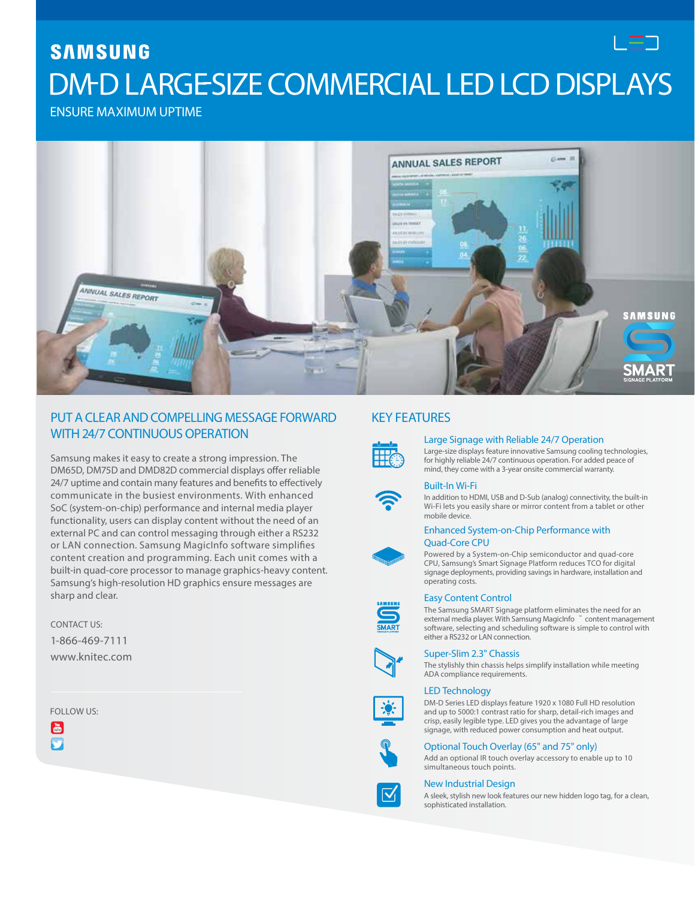SAMSUNG

# DM-D LARGE-SIZE COMMERCIAL LED LCD DISPLAYS

ENSURE MAXIMUM UPTIME

## PUT A CLEAR AND COMPELLING MESSAGE FORWARD WITH 24/7 CONTINUOUS OPERATION

Samsung makes it easy to create a strong impression. The DM65D, DM75D and DMD82D commercial displays offer reliable 24/7 uptime and contain many features and benefits to effectively communicate in the busiest environments. With enhanced SoC (system-on-chip) performance and internal media player functionality, users can display content without the need of an external PC and can control messaging through either a RS232 or LAN connection. Samsung MagicInfo software simplifies content creation and programming. Each unit comes with a built-in quad-core processor to manage graphics-heavy content. Samsung's high-resolution HD graphics ensure messages are sharp and clear.

CONTACT US:

1-866-469-7111

www.knitec.com

FOLLOW US:

## KEY FEATURES

### Large Signage with Reliable 24/7 Operation

Large-size displays feature innovative Samsung cooling technologies, for highly reliable 24/7 continuous operation. For added peace of mind, they come with a 3-year onsite commercial warranty.

### Built-In Wi-Fi

In addition to HDMI, USB and D-Sub (analog) connectivity, the built-in Wi-Fi lets you easily share or mirror content from a tablet or other mobile device.

### Enhanced System-on-Chip Performance with Quad-Core CPU

Powered by a System-on-Chip semiconductor and quad-core CPU, Samsung's Smart Signage Platform reduces TCO for digital signage deployments, providing savings in hardware, installation and operating costs.

### Easy Content Control

The Samsung SMART Signage platform eliminates the need for an external media player. With Samsung MagicInfo ™ content management software, selecting and scheduling software is simple to control with either a RS232 or LAN connection.

### Super-Slim 2.3" Chassis

The stylishly thin chassis helps simplify installation while meeting ADA compliance requirements.

### LED Technology

DM-D Series LED displays feature 1920 x 1080 Full HD resolution and up to 5000:1 contrast ratio for sharp, detail-rich images and crisp, easily legible type. LED gives you the advantage of large signage, with reduced power consumption and heat output.

### Optional Touch Overlay (65" and 75" only)

Add an optional IR touch overlay accessory to enable up to 10 simultaneous touch points.

### New Industrial Design

A sleek, stylish new look features our new hidden logo tag, for a clean, sophisticated installation.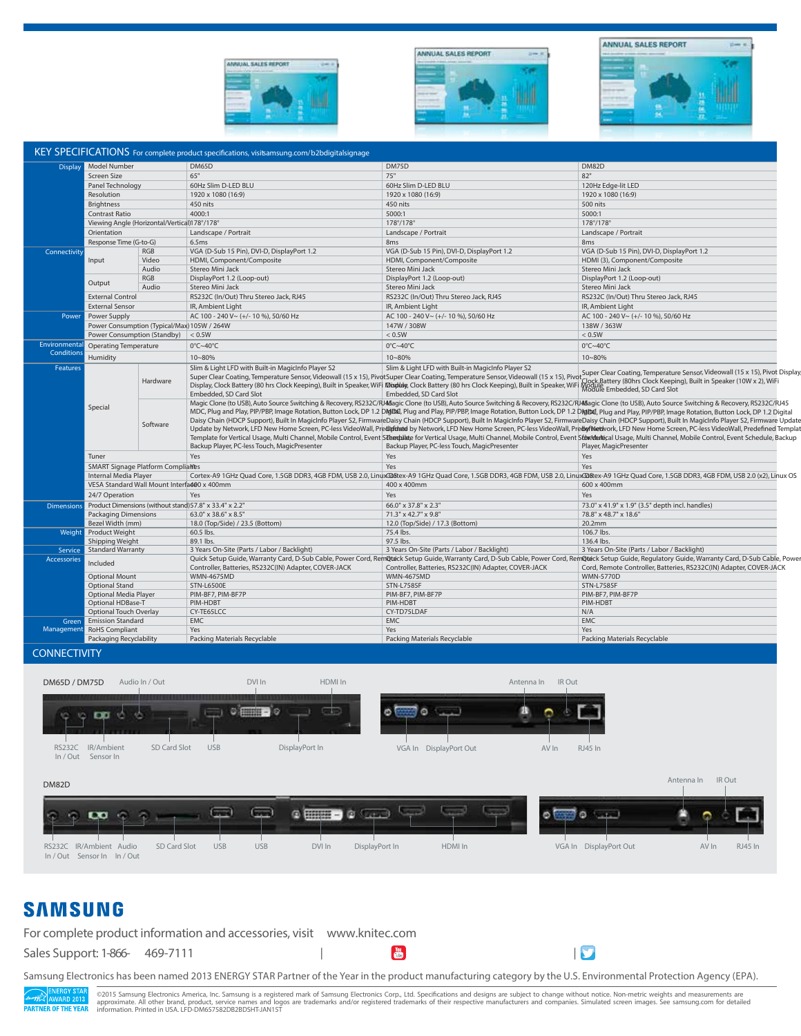## KEY SPECIFICATIONS For complete product specifications, visit samsung.com/b2bdigitalsignage

| Category | Spec | | DM65D | DM75D | DM82D |
|---|---|---|---|---|---|
| Display | Model Number | | DM65D | DM75D | DM82D |
| | Screen Size | | 65" | 75" | 82" |
| | Panel Technology | | 60Hz Slim D-LED BLU | 60Hz Slim D-LED BLU | 120Hz Edge-lit LED |
| | Resolution | | 1920 x 1080 (16:9) | 1920 x 1080 (16:9) | 1920 x 1080 (16:9) |
| | Brightness | | 450 nits | 450 nits | 500 nits |
| | Contrast Ratio | | 4000:1 | 5000:1 | 5000:1 |
| | Viewing Angle (Horizontal/Vertical) | | 178°/178° | 178°/178° | 178°/178° |
| | Orientation | | Landscape / Portrait | Landscape / Portrait | Landscape / Portrait |
| | Response Time (G-to-G) | | 6.5ms | 8ms | 8ms |
| Connectivity | Input | RGB | VGA (D-Sub 15 Pin), DVI-D, DisplayPort 1.2 | VGA (D-Sub 15 Pin), DVI-D, DisplayPort 1.2 | VGA (D-Sub 15 Pin), DVI-D, DisplayPort 1.2 |
| | | Video | HDMI, Component/Composite | HDMI, Component/Composite | HDMI (3), Component/Composite |
| | | Audio | Stereo Mini Jack | Stereo Mini Jack | Stereo Mini Jack |
| | Output | RGB | DisplayPort 1.2 (Loop-out) | DisplayPort 1.2 (Loop-out) | DisplayPort 1.2 (Loop-out) |
| | | Audio | Stereo Mini Jack | Stereo Mini Jack | Stereo Mini Jack |
| | External Control | | RS232C (In/Out) Thru Stereo Jack, RJ45 | RS232C (In/Out) Thru Stereo Jack, RJ45 | RS232C (In/Out) Thru Stereo Jack, RJ45 |
| | External Sensor | | IR, Ambient Light | IR, Ambient Light | IR, Ambient Light |
| Power | Power Supply | | AC 100 - 240 V~ (+/- 10 %), 50/60 Hz | AC 100 - 240 V~ (+/- 10 %), 50/60 Hz | AC 100 - 240 V~ (+/- 10 %), 50/60 Hz |
| | Power Consumption (Typical/Max) | | 105W / 264W | 147W / 308W | 138W / 363W |
| | Power Consumption (Standby) | | < 0.5W | < 0.5W | < 0.5W |
| Environmental Conditions | Operating Temperature | | 0°C~40°C | 0°C~40°C | 0°C~40°C |
| | Humidity | | 10~80% | 10~80% | 10~80% |
| Features | Special | Hardware | Slim & Light LFD with Built-in MagicInfo Player S2 Super Clear Coating, Temperature Sensor, Videowall (15 x 15), Pivot Display, Clock Battery (80 hrs Clock Keeping), Built in Speaker, WiFi Module Embedded, SD Card Slot | Slim & Light LFD with Built-in MagicInfo Player S2 Super Clear Coating, Temperature Sensor, Videowall (15 x 15), Pivot Display, Clock Battery (80 hrs Clock Keeping), Built in Speaker, WiFi Module Embedded, SD Card Slot | Super Clear Coating, Temperature Sensor, Videowall (15 x 15), Pivot Display, Clock Battery (80hrs Clock Keeping), Built in Speaker (10W x 2), WiFi Module Embedded, SD Card Slot |
| | | Software | Magic Clone (to USB), Auto Source Switching & Recovery, RS232C/RJ45 MDC, Plug and Play, PIP/PBP, Image Rotation, Button Lock, DP 1.2 Digital Daisy Chain (HDCP Support), Built In MagicInfo Player S2, Firmware Update by Network, LFD New Home Screen, PC-less VideoWall, Predefined Template for Vertical Usage, Multi Channel, Mobile Control, Event Schedule, Backup Player, PC-less Touch, MagicPresenter | Magic Clone (to USB), Auto Source Switching & Recovery, RS232C/RJ45 MDC, Plug and Play, PIP/PBP, Image Rotation, Button Lock, DP 1.2 Digital Daisy Chain (HDCP Support), Built In MagicInfo Player S2, Firmware Update by Network, LFD New Home Screen, PC-less VideoWall, Predefined Template for Vertical Usage, Multi Channel, Mobile Control, Event Schedule, Backup Player, PC-less Touch, MagicPresenter | Magic Clone (to USB), Auto Source Switching & Recovery, RS232C/RJ45 MDC, Plug and Play, PIP/PBP, Image Rotation, Button Lock, DP 1.2 Digital Daisy Chain (HDCP Support), Built In MagicInfo Player S2, Firmware Update by Network, LFD New Home Screen, PC-less VideoWall, Predefined Template for Vertical Usage, Multi Channel, Mobile Control, Event Schedule, Backup Player, MagicPresenter |
| | Tuner | | Yes | Yes | Yes |
| | SMART Signage Platform Compliant | | Yes | Yes | Yes |
| | Internal Media Player | | Cortex-A9 1GHz Quad Core, 1.5GB DDR3, 4GB FDM, USB 2.0, Linux OS | Cortex-A9 1GHz Quad Core, 1.5GB DDR3, 4GB FDM, USB 2.0, Linux OS | Cortex-A9 1GHz Quad Core, 1.5GB DDR3, 4GB FDM, USB 2.0 (x2), Linux OS |
| | VESA Standard Wall Mount Interface | | 400 x 400mm | 400 x 400mm | 600 x 400mm |
| | 24/7 Operation | | Yes | Yes | Yes |
| Dimensions | Product Dimensions (without stand) | | 57.8" x 33.4" x 2.2" | 66.0" x 37.8" x 2.3" | 73.0" x 41.9" x 1.9" (3.5" depth incl. handles) |
| | Packaging Dimensions | | 63.0" x 38.6" x 8.5" | 71.3" x 42.7" x 9.8" | 78.8" x 48.7" x 18.6" |
| | Bezel Width (mm) | | 18.0 (Top/Side) / 23.5 (Bottom) | 12.0 (Top/Side) / 17.3 (Bottom) | 20.2mm |
| Weight | Product Weight | | 60.5 lbs. | 75.4 lbs. | 106.7 lbs. |
| | Shipping Weight | | 89.1 lbs. | 97.5 lbs. | 136.4 lbs. |
| Service | Standard Warranty | | 3 Years On-Site (Parts / Labor / Backlight) | 3 Years On-Site (Parts / Labor / Backlight) | 3 Years On-Site (Parts / Labor / Backlight) |
| Accessories | Included | | Quick Setup Guide, Warranty Card, D-Sub Cable, Power Cord, Remote Controller, Batteries, RS232C(IN) Adapter, COVER-JACK | Quick Setup Guide, Warranty Card, D-Sub Cable, Power Cord, Remote Controller, Batteries, RS232C(IN) Adapter, COVER-JACK | Quick Setup Guide, Regulatory Guide, Warranty Card, D-Sub Cable, Power Cord, Remote Controller, Batteries, RS232C(IN) Adapter, COVER-JACK |
| | Optional Mount | | WMN-4675MD | WMN-4675MD | WMN-5770D |
| | Optional Stand | | STN-L6500E | STN-L7585F | STN-L7585F |
| | Optional Media Player | | PIM-BF7, PIM-BF7P | PIM-BF7, PIM-BF7P | PIM-BF7, PIM-BF7P |
| | Optional HDBase-T | | PIM-HDBT | PIM-HDBT | PIM-HDBT |
| | Optional Touch Overlay | | CY-TE65LCC | CY-TD75LDAF | N/A |
| Green Management | Emission Standard | | EMC | EMC | EMC |
| | RoHS Compliant | | Yes | Yes | Yes |
| | Packaging Recyclability | | Packing Materials Recyclable | Packing Materials Recyclable | Packing Materials Recyclable |

## CONNECTIVITY

DM65D / DM75D

Audio In / Out, DVI In, HDMI In, Antenna In, IR Out

RS232C In / Out, IR/Ambient Sensor In, SD Card Slot, USB, DisplayPort In, VGA In, DisplayPort Out, AV In, RJ45 In

DM82D

Antenna In, IR Out

RS232C In / Out, IR/Ambient Sensor In, Audio In / Out, SD Card Slot, USB, USB, DVI In, DisplayPort In, HDMI In, VGA In, DisplayPort Out, AV In, RJ45 In

**SAMSUNG**

For complete product information and accessories, visit www.knitec.com

Sales Support: 1-866- 469-7111

Samsung Electronics has been named 2013 ENERGY STAR Partner of the Year in the product manufacturing category by the U.S. Environmental Protection Agency (EPA).

ENERGY STAR AWARD 2013 PARTNER OF THE YEAR

©2015 Samsung Electronics America, Inc. Samsung is a registered mark of Samsung Electronics Corp., Ltd. Specifications and designs are subject to change without notice. Non-metric weights and measurements are approximate. All other brand, product, service names and logos are trademarks and/or registered trademarks of their respective manufacturers and companies. Simulated screen images. See samsung.com for detailed information. Printed in USA. LFD-DM657582DB2BDSHT-JAN15T